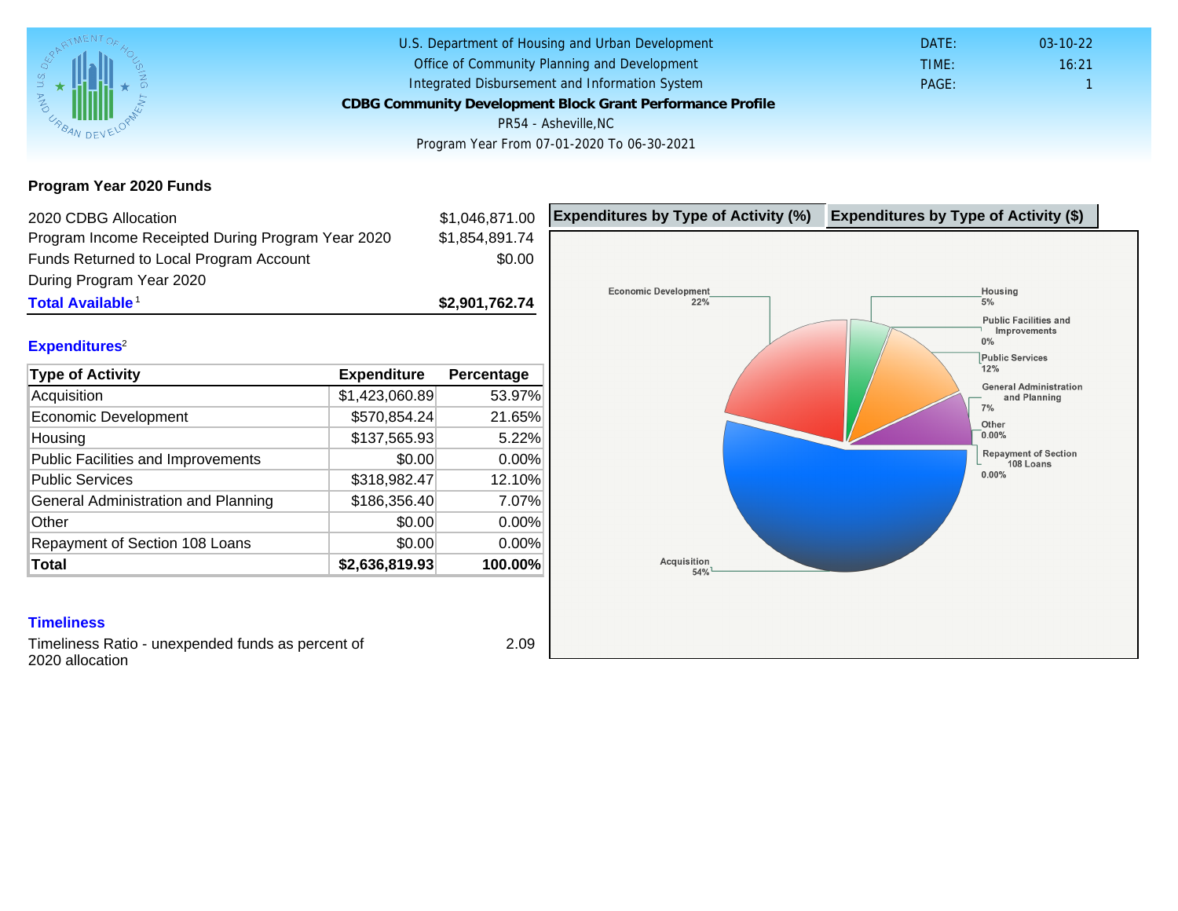U.S. Department of Housing and Urban Development
Office of Community Planning and Development
Integrated Disbursement and Information System

**CDBG Community Development Block Grant Performance Profile**

PR54 - Asheville,NC

Program Year From 07-01-2020 To 06-30-2021

DATE: 03-10-22
TIME: 16:21
PAGE: 1

## Program Year 2020 Funds

| | |
|---|---|
| 2020 CDBG Allocation | $1,046,871.00 |
| Program Income Receipted During Program Year 2020 | $1,854,891.74 |
| Funds Returned to Local Program Account During Program Year 2020 | $0.00 |
| **Total Available**[1] | **$2,901,762.74** |

## Expenditures[2]

| Type of Activity | Expenditure | Percentage |
|---|---|---|
| Acquisition | $1,423,060.89 | 53.97% |
| Economic Development | $570,854.24 | 21.65% |
| Housing | $137,565.93 | 5.22% |
| Public Facilities and Improvements | $0.00 | 0.00% |
| Public Services | $318,982.47 | 12.10% |
| General Administration and Planning | $186,356.40 | 7.07% |
| Other | $0.00 | 0.00% |
| Repayment of Section 108 Loans | $0.00 | 0.00% |
| **Total** | **$2,636,819.93** | **100.00%** |

**Expenditures by Type of Activity (%)** | **Expenditures by Type of Activity ($)**

Economic Development 22%
Housing 5%
Public Facilities and Improvements 0%
Public Services 12%
General Administration and Planning 7%
Other 0.00%
Repayment of Section 108 Loans 0.00%
Acquisition 54%

## Timeliness

| | |
|---|---|
| Timeliness Ratio - unexpended funds as percent of 2020 allocation | 2.09 |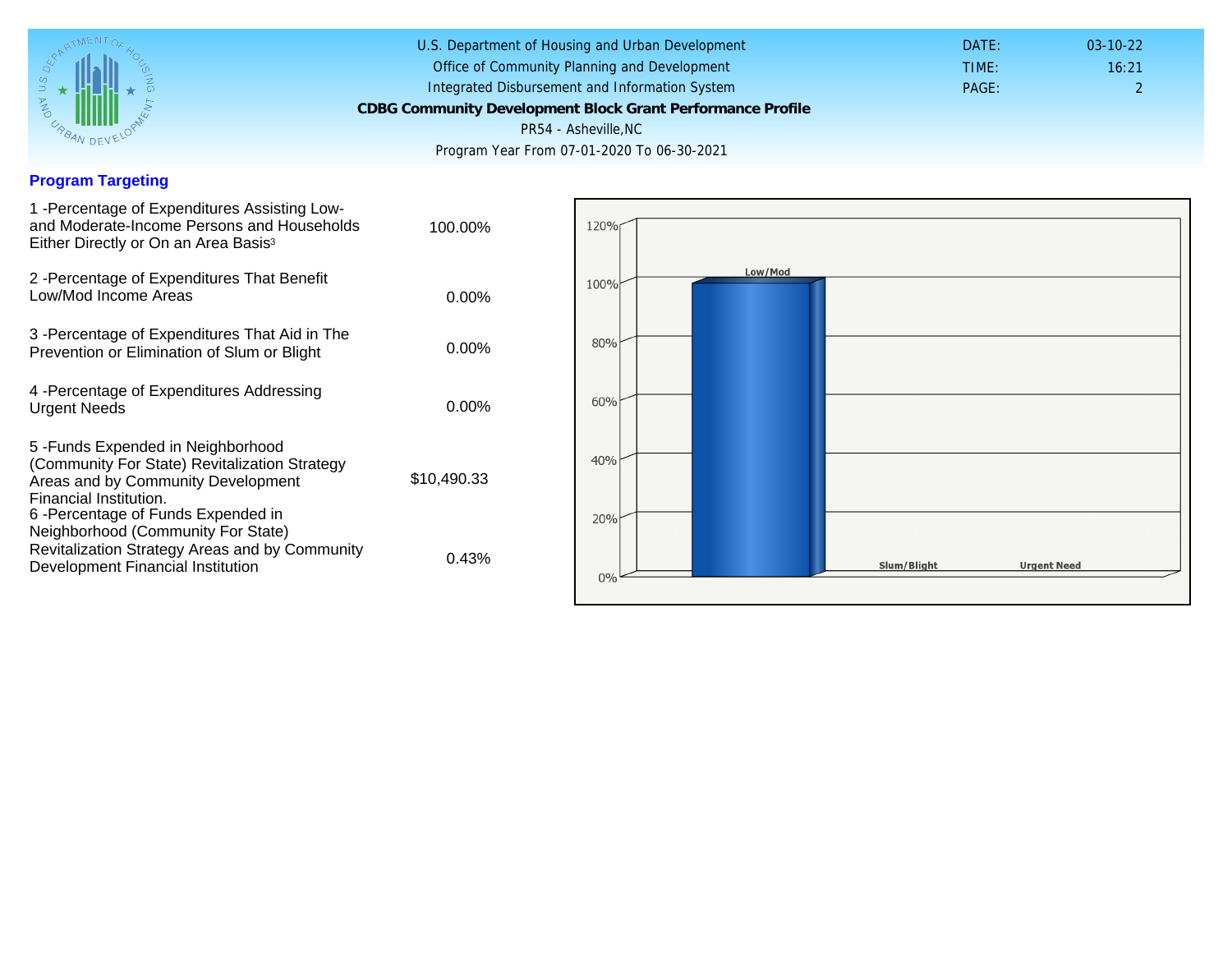## Program Targeting

| | |
|---|---|
| 1 -Percentage of Expenditures Assisting Low- and Moderate-Income Persons and Households Either Directly or On an Area Basis[3] | 100.00% |
| 2 -Percentage of Expenditures That Benefit Low/Mod Income Areas | 0.00% |
| 3 -Percentage of Expenditures That Aid in The Prevention or Elimination of Slum or Blight | 0.00% |
| 4 -Percentage of Expenditures Addressing Urgent Needs | 0.00% |
| 5 -Funds Expended in Neighborhood (Community For State) Revitalization Strategy Areas and by Community Development Financial Institution. | $10,490.33 |
| 6 -Percentage of Funds Expended in Neighborhood (Community For State) Revitalization Strategy Areas and by Community Development Financial Institution | 0.43% |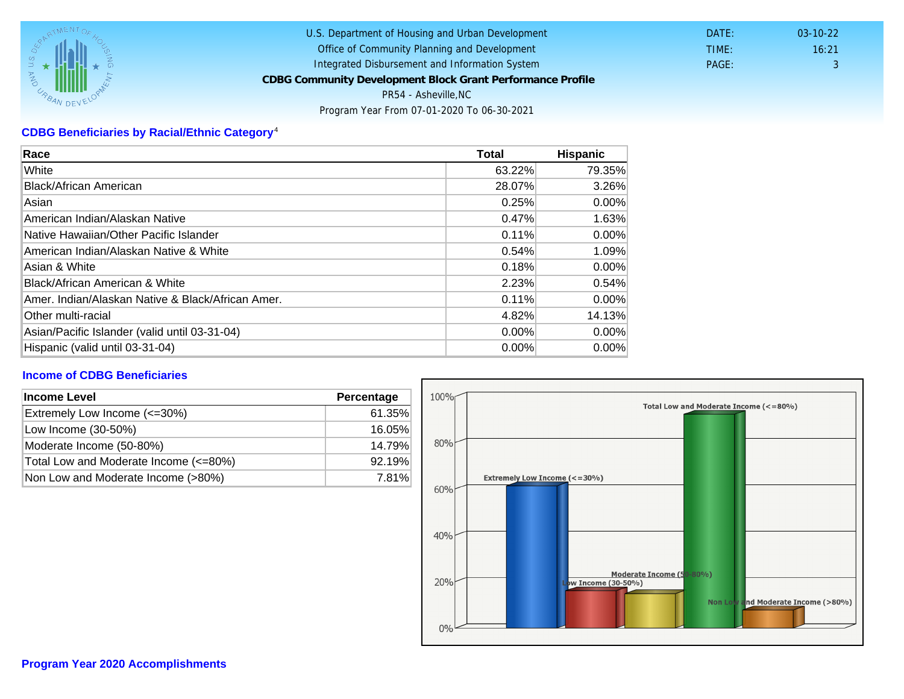U.S. Department of Housing and Urban Development
Office of Community Planning and Development
Integrated Disbursement and Information System
**CDBG Community Development Block Grant Performance Profile**
PR54 - Asheville,NC
Program Year From 07-01-2020 To 06-30-2021

DATE: 03-10-22
TIME: 16:21
PAGE: 3

## CDBG Beneficiaries by Racial/Ethnic Category[4]

| Race | Total | Hispanic |
|---|---|---|
| White | 63.22% | 79.35% |
| Black/African American | 28.07% | 3.26% |
| Asian | 0.25% | 0.00% |
| American Indian/Alaskan Native | 0.47% | 1.63% |
| Native Hawaiian/Other Pacific Islander | 0.11% | 0.00% |
| American Indian/Alaskan Native & White | 0.54% | 1.09% |
| Asian & White | 0.18% | 0.00% |
| Black/African American & White | 2.23% | 0.54% |
| Amer. Indian/Alaskan Native & Black/African Amer. | 0.11% | 0.00% |
| Other multi-racial | 4.82% | 14.13% |
| Asian/Pacific Islander (valid until 03-31-04) | 0.00% | 0.00% |
| Hispanic (valid until 03-31-04) | 0.00% | 0.00% |

## Income of CDBG Beneficiaries

| Income Level | Percentage |
|---|---|
| Extremely Low Income (<=30%) | 61.35% |
| Low Income (30-50%) | 16.05% |
| Moderate Income (50-80%) | 14.79% |
| Total Low and Moderate Income (<=80%) | 92.19% |
| Non Low and Moderate Income (>80%) | 7.81% |

## Program Year 2020 Accomplishments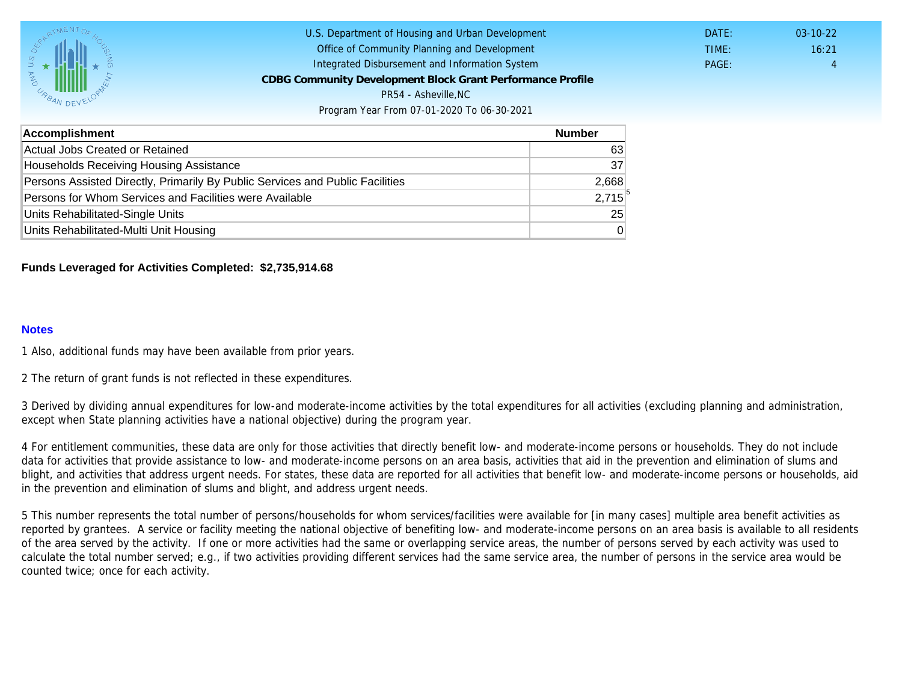U.S. Department of Housing and Urban Development
Office of Community Planning and Development
Integrated Disbursement and Information System
**CDBG Community Development Block Grant Performance Profile**
PR54 - Asheville,NC
Program Year From 07-01-2020 To 06-30-2021

DATE: 03-10-22
TIME: 16:21

| Accomplishment | Number |
| --- | --- |
| Actual Jobs Created or Retained | 63 |
| Households Receiving Housing Assistance | 37 |
| Persons Assisted Directly, Primarily By Public Services and Public Facilities | 2,668 |
| Persons for Whom Services and Facilities were Available | 2,715 [5] |
| Units Rehabilitated-Single Units | 25 |
| Units Rehabilitated-Multi Unit Housing | 0 |

**Funds Leveraged for Activities Completed: $2,735,914.68**

### Notes

1 Also, additional funds may have been available from prior years.

2 The return of grant funds is not reflected in these expenditures.

3 Derived by dividing annual expenditures for low-and moderate-income activities by the total expenditures for all activities (excluding planning and administration, except when State planning activities have a national objective) during the program year.

4 For entitlement communities, these data are only for those activities that directly benefit low- and moderate-income persons or households. They do not include data for activities that provide assistance to low- and moderate-income persons on an area basis, activities that aid in the prevention and elimination of slums and blight, and activities that address urgent needs. For states, these data are reported for all activities that benefit low- and moderate-income persons or households, aid in the prevention and elimination of slums and blight, and address urgent needs.

5 This number represents the total number of persons/households for whom services/facilities were available for [in many cases] multiple area benefit activities as reported by grantees. A service or facility meeting the national objective of benefiting low- and moderate-income persons on an area basis is available to all residents of the area served by the activity. If one or more activities had the same or overlapping service areas, the number of persons served by each activity was used to calculate the total number served; e.g., if two activities providing different services had the same service area, the number of persons in the service area would be counted twice; once for each activity.